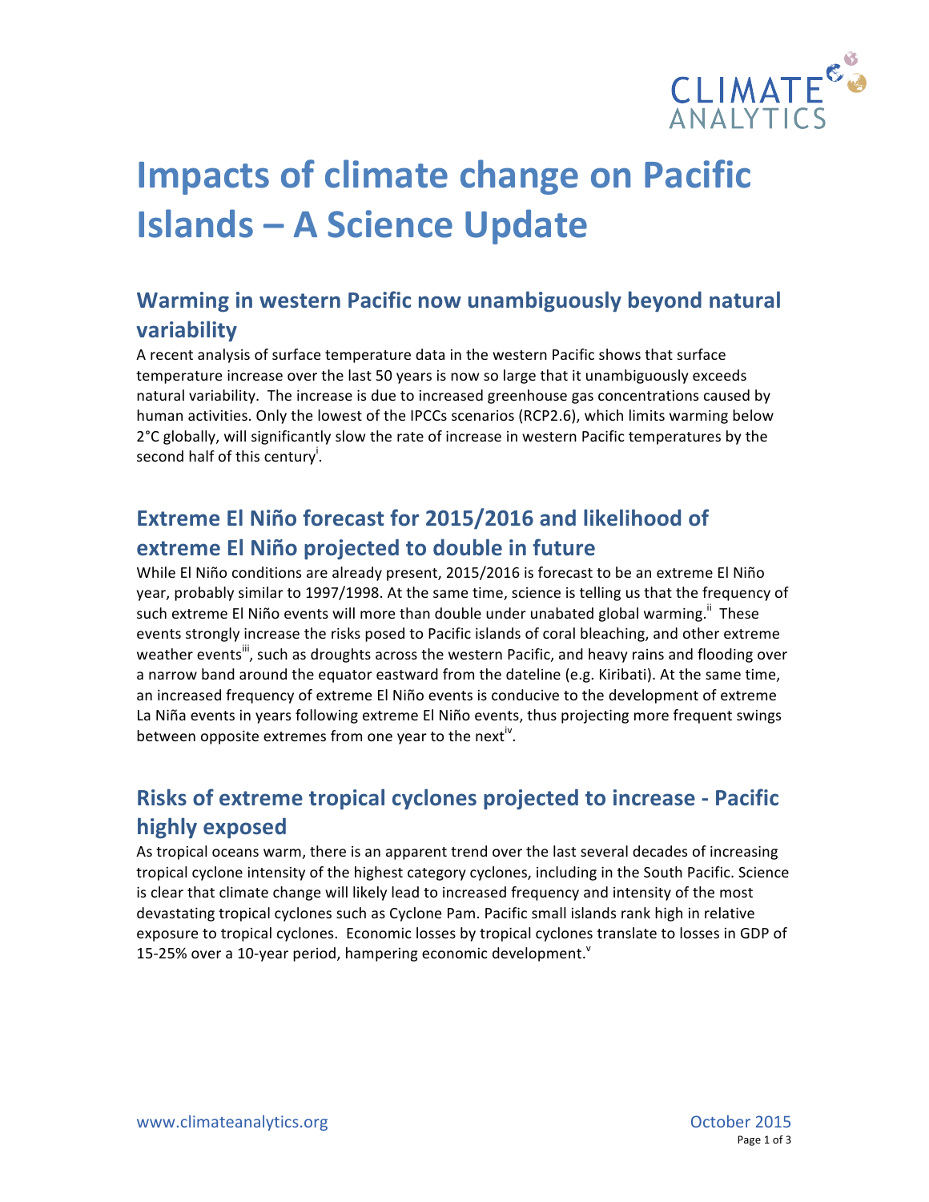# Impacts of climate change on Pacific Islands – A Science Update

## Warming in western Pacific now unambiguously beyond natural variability

A recent analysis of surface temperature data in the western Pacific shows that surface temperature increase over the last 50 years is now so large that it unambiguously exceeds natural variability. The increase is due to increased greenhouse gas concentrations caused by human activities. Only the lowest of the IPCCs scenarios (RCP2.6), which limits warming below 2°C globally, will significantly slow the rate of increase in western Pacific temperatures by the second half of this century[i].

## Extreme El Niño forecast for 2015/2016 and likelihood of extreme El Niño projected to double in future

While El Niño conditions are already present, 2015/2016 is forecast to be an extreme El Niño year, probably similar to 1997/1998. At the same time, science is telling us that the frequency of such extreme El Niño events will more than double under unabated global warming.[ii] These events strongly increase the risks posed to Pacific islands of coral bleaching, and other extreme weather events[iii], such as droughts across the western Pacific, and heavy rains and flooding over a narrow band around the equator eastward from the dateline (e.g. Kiribati). At the same time, an increased frequency of extreme El Niño events is conducive to the development of extreme La Niña events in years following extreme El Niño events, thus projecting more frequent swings between opposite extremes from one year to the next[iv].

## Risks of extreme tropical cyclones projected to increase - Pacific highly exposed

As tropical oceans warm, there is an apparent trend over the last several decades of increasing tropical cyclone intensity of the highest category cyclones, including in the South Pacific. Science is clear that climate change will likely lead to increased frequency and intensity of the most devastating tropical cyclones such as Cyclone Pam. Pacific small islands rank high in relative exposure to tropical cyclones. Economic losses by tropical cyclones translate to losses in GDP of 15-25% over a 10-year period, hampering economic development.[v]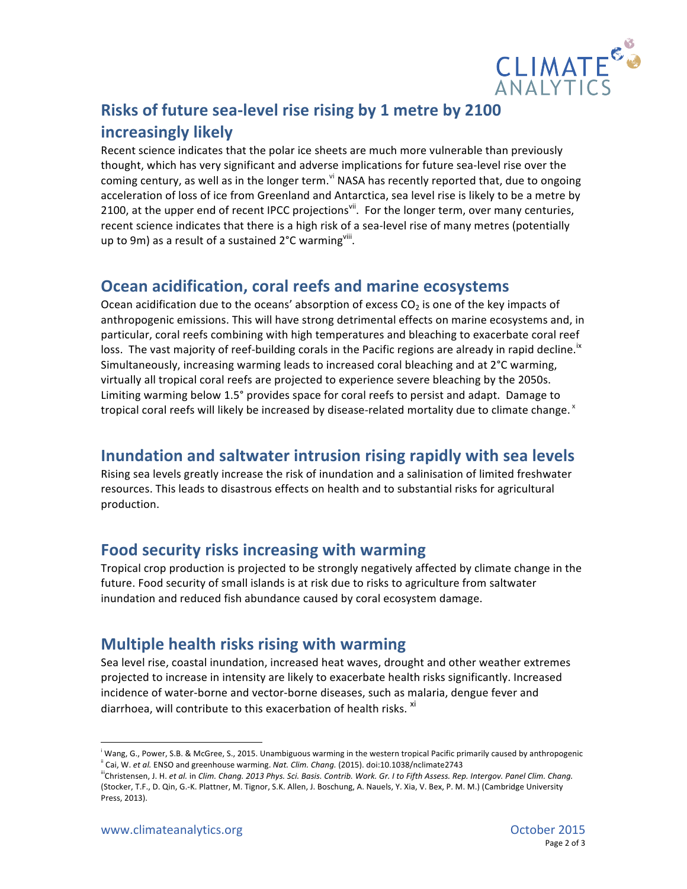## Risks of future sea-level rise rising by 1 metre by 2100 increasingly likely

Recent science indicates that the polar ice sheets are much more vulnerable than previously thought, which has very significant and adverse implications for future sea-level rise over the coming century, as well as in the longer term.[vi] NASA has recently reported that, due to ongoing acceleration of loss of ice from Greenland and Antarctica, sea level rise is likely to be a metre by 2100, at the upper end of recent IPCC projections[vii]. For the longer term, over many centuries, recent science indicates that there is a high risk of a sea-level rise of many metres (potentially up to 9m) as a result of a sustained 2°C warming[viii].

## Ocean acidification, coral reefs and marine ecosystems

Ocean acidification due to the oceans' absorption of excess $CO_2$ is one of the key impacts of anthropogenic emissions. This will have strong detrimental effects on marine ecosystems and, in particular, coral reefs combining with high temperatures and bleaching to exacerbate coral reef loss. The vast majority of reef-building corals in the Pacific regions are already in rapid decline.[ix] Simultaneously, increasing warming leads to increased coral bleaching and at 2°C warming, virtually all tropical coral reefs are projected to experience severe bleaching by the 2050s. Limiting warming below 1.5° provides space for coral reefs to persist and adapt. Damage to tropical coral reefs will likely be increased by disease-related mortality due to climate change.[x]

## Inundation and saltwater intrusion rising rapidly with sea levels

Rising sea levels greatly increase the risk of inundation and a salinisation of limited freshwater resources. This leads to disastrous effects on health and to substantial risks for agricultural production.

## Food security risks increasing with warming

Tropical crop production is projected to be strongly negatively affected by climate change in the future. Food security of small islands is at risk due to risks to agriculture from saltwater inundation and reduced fish abundance caused by coral ecosystem damage.

## Multiple health risks rising with warming

Sea level rise, coastal inundation, increased heat waves, drought and other weather extremes projected to increase in intensity are likely to exacerbate health risks significantly. Increased incidence of water-borne and vector-borne diseases, such as malaria, dengue fever and diarrhoea, will contribute to this exacerbation of health risks.[xi]

---

[i] Wang, G., Power, S.B. & McGree, S., 2015. Unambiguous warming in the western tropical Pacific primarily caused by anthropogenic

[ii] Cai, W. *et al.* ENSO and greenhouse warming. *Nat. Clim. Chang.* (2015). doi:10.1038/nclimate2743

[iii] Christensen, J. H. *et al.* in *Clim. Chang. 2013 Phys. Sci. Basis. Contrib. Work. Gr. I to Fifth Assess. Rep. Intergov. Panel Clim. Chang.* (Stocker, T.F., D. Qin, G.-K. Plattner, M. Tignor, S.K. Allen, J. Boschung, A. Nauels, Y. Xia, V. Bex, P. M. M.) (Cambridge University Press, 2013).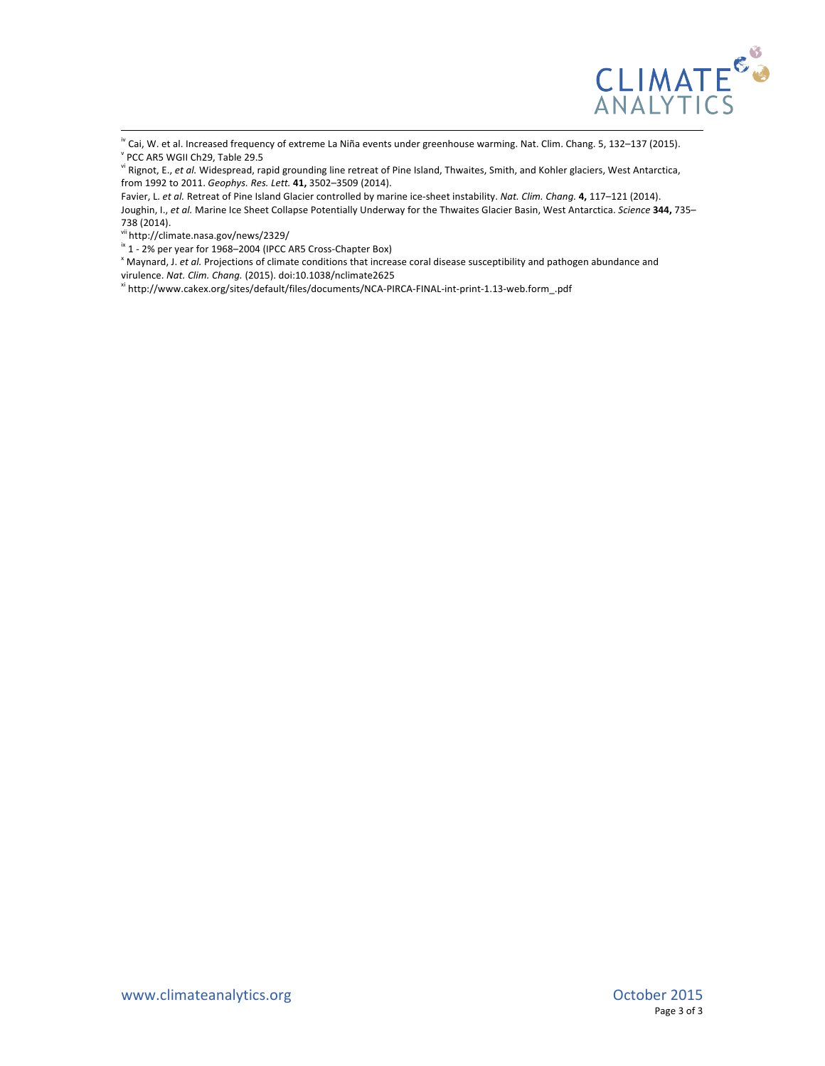[iv] Cai, W. et al. Increased frequency of extreme La Niña events under greenhouse warming. Nat. Clim. Chang. 5, 132–137 (2015).

[v] PCC AR5 WGII Ch29, Table 29.5

[vi] Rignot, E., *et al.* Widespread, rapid grounding line retreat of Pine Island, Thwaites, Smith, and Kohler glaciers, West Antarctica, from 1992 to 2011. *Geophys. Res. Lett.* **41,** 3502–3509 (2014).

Favier, L. *et al.* Retreat of Pine Island Glacier controlled by marine ice-sheet instability. *Nat. Clim. Chang.* **4,** 117–121 (2014).

Joughin, I., *et al.* Marine Ice Sheet Collapse Potentially Underway for the Thwaites Glacier Basin, West Antarctica. *Science* **344,** 735–738 (2014).

[vii] http://climate.nasa.gov/news/2329/

[ix] 1 - 2% per year for 1968–2004 (IPCC AR5 Cross-Chapter Box)

[x] Maynard, J. *et al.* Projections of climate conditions that increase coral disease susceptibility and pathogen abundance and virulence. *Nat. Clim. Chang.* (2015). doi:10.1038/nclimate2625

[xi] http://www.cakex.org/sites/default/files/documents/NCA-PIRCA-FINAL-int-print-1.13-web.form_.pdf